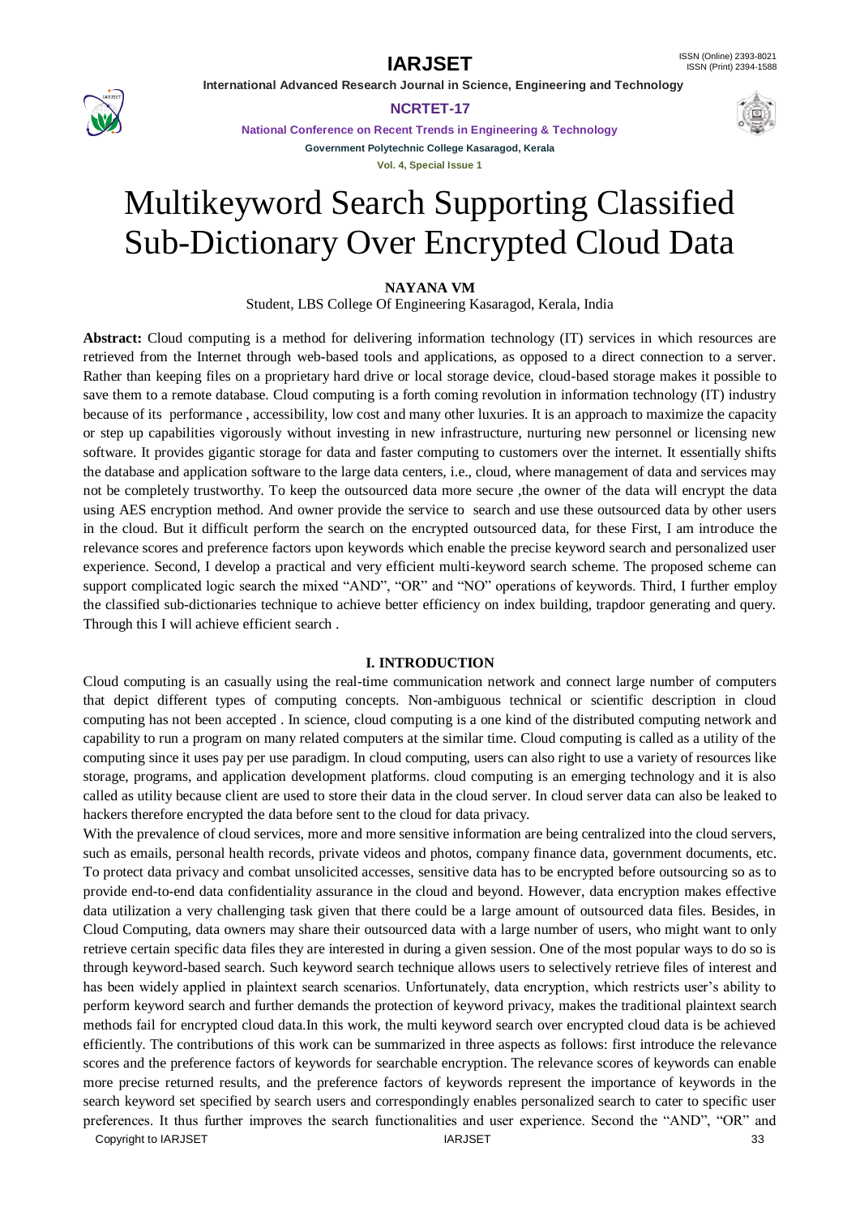# Multikeyword Search Supporting Classified Sub-Dictionary Over Encrypted Cloud Data

**NAYANA VM**

Student, LBS College Of Engineering Kasaragod, Kerala, India

**Abstract:** Cloud computing is a method for delivering information technology (IT) services in which resources are retrieved from the Internet through web-based tools and applications, as opposed to a direct connection to a server. Rather than keeping files on a proprietary hard drive or local storage device, cloud-based storage makes it possible to save them to a remote database. Cloud computing is a forth coming revolution in information technology (IT) industry because of its performance , accessibility, low cost and many other luxuries. It is an approach to maximize the capacity or step up capabilities vigorously without investing in new infrastructure, nurturing new personnel or licensing new software. It provides gigantic storage for data and faster computing to customers over the internet. It essentially shifts the database and application software to the large data centers, i.e., cloud, where management of data and services may not be completely trustworthy. To keep the outsourced data more secure ,the owner of the data will encrypt the data using AES encryption method. And owner provide the service to search and use these outsourced data by other users in the cloud. But it difficult perform the search on the encrypted outsourced data, for these First, I am introduce the relevance scores and preference factors upon keywords which enable the precise keyword search and personalized user experience. Second, I develop a practical and very efficient multi-keyword search scheme. The proposed scheme can support complicated logic search the mixed "AND", "OR" and "NO" operations of keywords. Third, I further employ the classified sub-dictionaries technique to achieve better efficiency on index building, trapdoor generating and query. Through this I will achieve efficient search .

## I. INTRODUCTION

Cloud computing is an casually using the real-time communication network and connect large number of computers that depict different types of computing concepts. Non-ambiguous technical or scientific description in cloud computing has not been accepted . In science, cloud computing is a one kind of the distributed computing network and capability to run a program on many related computers at the similar time. Cloud computing is called as a utility of the computing since it uses pay per use paradigm. In cloud computing, users can also right to use a variety of resources like storage, programs, and application development platforms. cloud computing is an emerging technology and it is also called as utility because client are used to store their data in the cloud server. In cloud server data can also be leaked to hackers therefore encrypted the data before sent to the cloud for data privacy.

With the prevalence of cloud services, more and more sensitive information are being centralized into the cloud servers, such as emails, personal health records, private videos and photos, company finance data, government documents, etc. To protect data privacy and combat unsolicited accesses, sensitive data has to be encrypted before outsourcing so as to provide end-to-end data confidentiality assurance in the cloud and beyond. However, data encryption makes effective data utilization a very challenging task given that there could be a large amount of outsourced data files. Besides, in Cloud Computing, data owners may share their outsourced data with a large number of users, who might want to only retrieve certain specific data files they are interested in during a given session. One of the most popular ways to do so is through keyword-based search. Such keyword search technique allows users to selectively retrieve files of interest and has been widely applied in plaintext search scenarios. Unfortunately, data encryption, which restricts user's ability to perform keyword search and further demands the protection of keyword privacy, makes the traditional plaintext search methods fail for encrypted cloud data.In this work, the multi keyword search over encrypted cloud data is be achieved efficiently. The contributions of this work can be summarized in three aspects as follows: first introduce the relevance scores and the preference factors of keywords for searchable encryption. The relevance scores of keywords can enable more precise returned results, and the preference factors of keywords represent the importance of keywords in the search keyword set specified by search users and correspondingly enables personalized search to cater to specific user preferences. It thus further improves the search functionalities and user experience. Second the "AND", "OR" and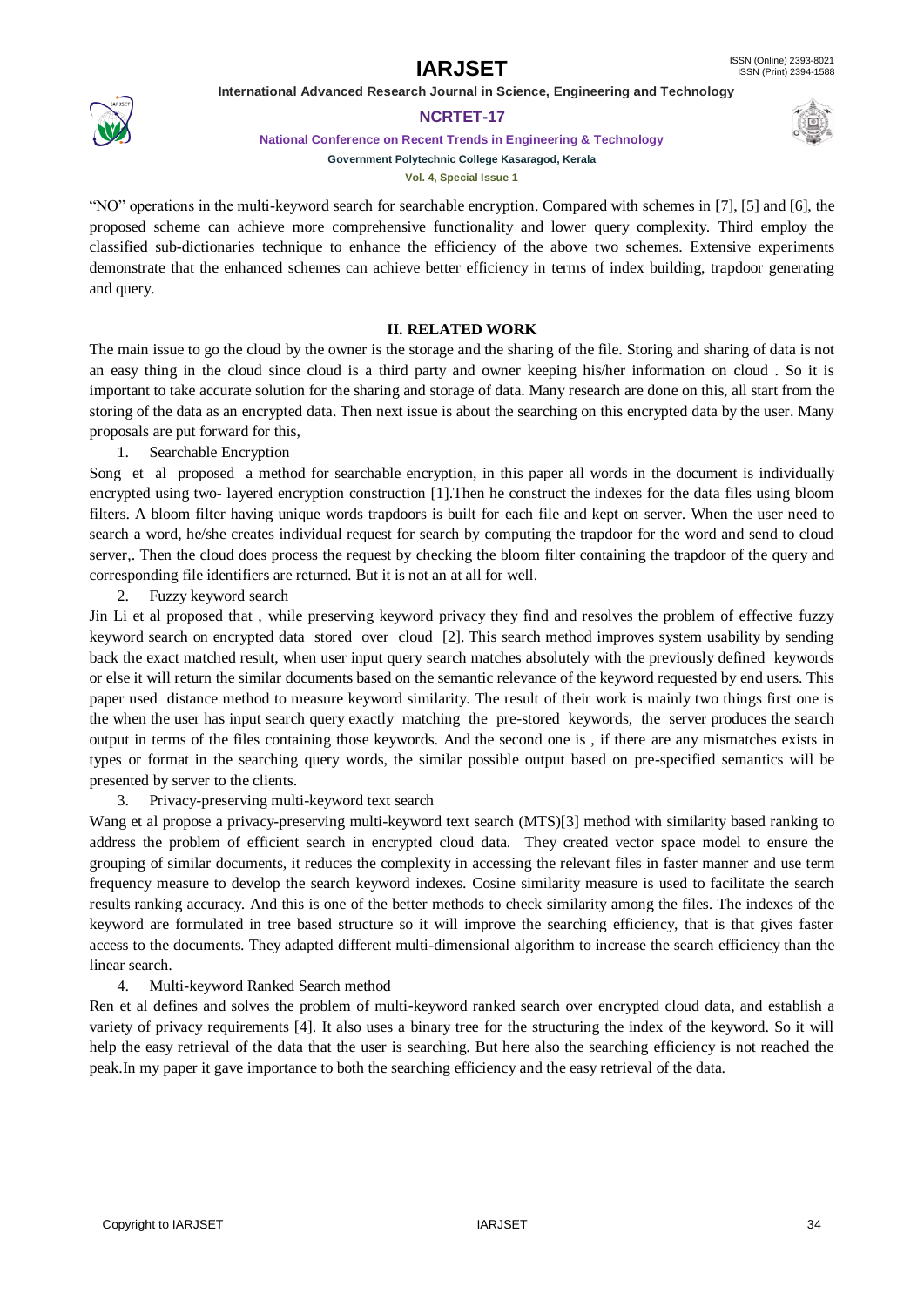"NO" operations in the multi-keyword search for searchable encryption. Compared with schemes in [7], [5] and [6], the proposed scheme can achieve more comprehensive functionality and lower query complexity. Third employ the classified sub-dictionaries technique to enhance the efficiency of the above two schemes. Extensive experiments demonstrate that the enhanced schemes can achieve better efficiency in terms of index building, trapdoor generating and query.

## II. RELATED WORK

The main issue to go the cloud by the owner is the storage and the sharing of the file. Storing and sharing of data is not an easy thing in the cloud since cloud is a third party and owner keeping his/her information on cloud . So it is important to take accurate solution for the sharing and storage of data. Many research are done on this, all start from the storing of the data as an encrypted data. Then next issue is about the searching on this encrypted data by the user. Many proposals are put forward for this,

1. Searchable Encryption

Song et al proposed a method for searchable encryption, in this paper all words in the document is individually encrypted using two- layered encryption construction [1].Then he construct the indexes for the data files using bloom filters. A bloom filter having unique words trapdoors is built for each file and kept on server. When the user need to search a word, he/she creates individual request for search by computing the trapdoor for the word and send to cloud server,. Then the cloud does process the request by checking the bloom filter containing the trapdoor of the query and corresponding file identifiers are returned. But it is not an at all for well.

2. Fuzzy keyword search

Jin Li et al proposed that , while preserving keyword privacy they find and resolves the problem of effective fuzzy keyword search on encrypted data stored over cloud [2]. This search method improves system usability by sending back the exact matched result, when user input query search matches absolutely with the previously defined keywords or else it will return the similar documents based on the semantic relevance of the keyword requested by end users. This paper used distance method to measure keyword similarity. The result of their work is mainly two things first one is the when the user has input search query exactly matching the pre-stored keywords, the server produces the search output in terms of the files containing those keywords. And the second one is , if there are any mismatches exists in types or format in the searching query words, the similar possible output based on pre-specified semantics will be presented by server to the clients.

3. Privacy-preserving multi-keyword text search

Wang et al propose a privacy-preserving multi-keyword text search (MTS)[3] method with similarity based ranking to address the problem of efficient search in encrypted cloud data. They created vector space model to ensure the grouping of similar documents, it reduces the complexity in accessing the relevant files in faster manner and use term frequency measure to develop the search keyword indexes. Cosine similarity measure is used to facilitate the search results ranking accuracy. And this is one of the better methods to check similarity among the files. The indexes of the keyword are formulated in tree based structure so it will improve the searching efficiency, that is that gives faster access to the documents. They adapted different multi-dimensional algorithm to increase the search efficiency than the linear search.

4. Multi-keyword Ranked Search method

Ren et al defines and solves the problem of multi-keyword ranked search over encrypted cloud data, and establish a variety of privacy requirements [4]. It also uses a binary tree for the structuring the index of the keyword. So it will help the easy retrieval of the data that the user is searching. But here also the searching efficiency is not reached the peak.In my paper it gave importance to both the searching efficiency and the easy retrieval of the data.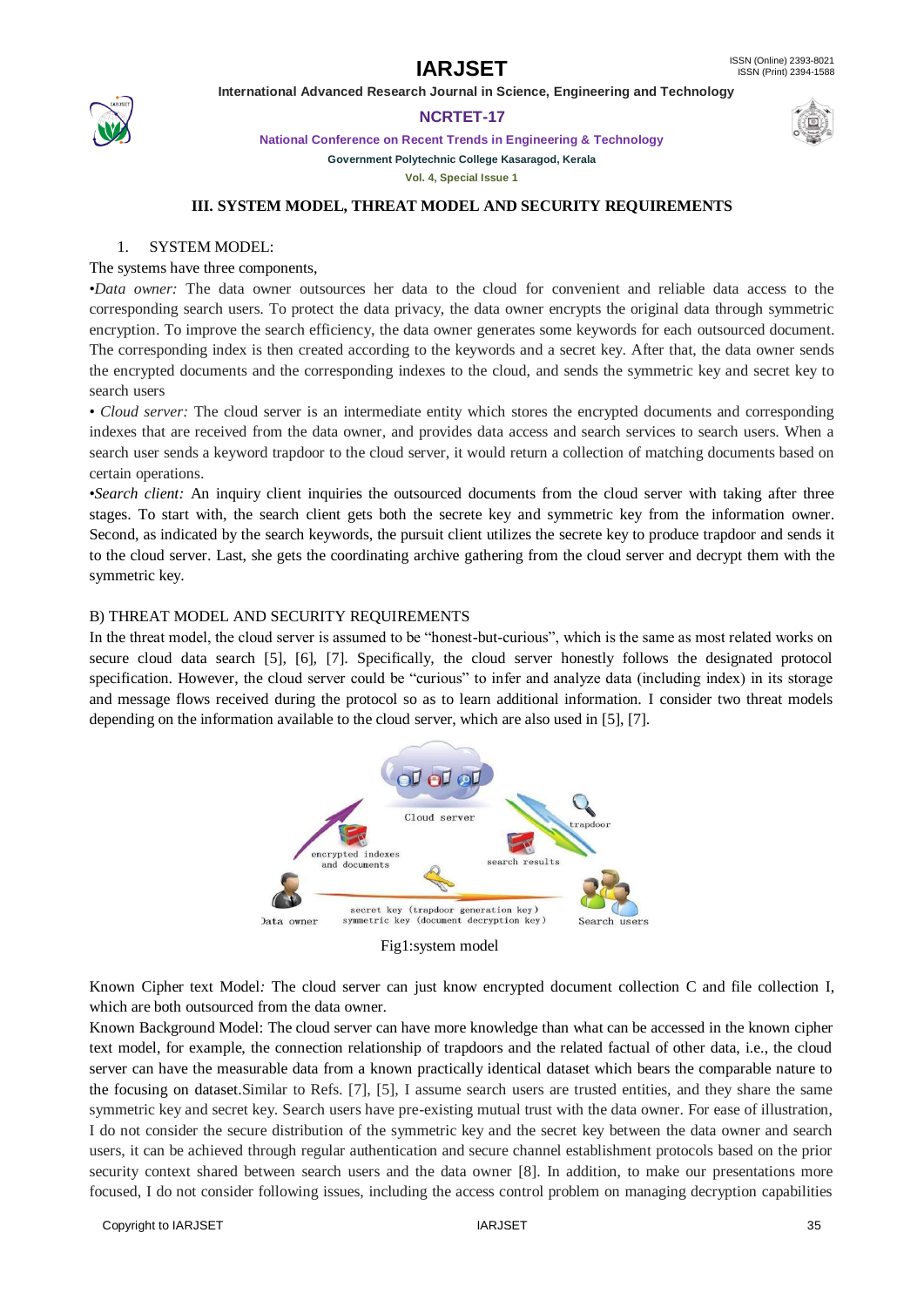### III. SYSTEM MODEL, THREAT MODEL AND SECURITY REQUIREMENTS

1. SYSTEM MODEL:

The systems have three components,

•*Data owner:* The data owner outsources her data to the cloud for convenient and reliable data access to the corresponding search users. To protect the data privacy, the data owner encrypts the original data through symmetric encryption. To improve the search efficiency, the data owner generates some keywords for each outsourced document. The corresponding index is then created according to the keywords and a secret key. After that, the data owner sends the encrypted documents and the corresponding indexes to the cloud, and sends the symmetric key and secret key to search users

• *Cloud server:* The cloud server is an intermediate entity which stores the encrypted documents and corresponding indexes that are received from the data owner, and provides data access and search services to search users. When a search user sends a keyword trapdoor to the cloud server, it would return a collection of matching documents based on certain operations.

•*Search client:* An inquiry client inquiries the outsourced documents from the cloud server with taking after three stages. To start with, the search client gets both the secrete key and symmetric key from the information owner. Second, as indicated by the search keywords, the pursuit client utilizes the secrete key to produce trapdoor and sends it to the cloud server. Last, she gets the coordinating archive gathering from the cloud server and decrypt them with the symmetric key.

B) THREAT MODEL AND SECURITY REQUIREMENTS

In the threat model, the cloud server is assumed to be "honest-but-curious", which is the same as most related works on secure cloud data search [5], [6], [7]. Specifically, the cloud server honestly follows the designated protocol specification. However, the cloud server could be "curious" to infer and analyze data (including index) in its storage and message flows received during the protocol so as to learn additional information. I consider two threat models depending on the information available to the cloud server, which are also used in [5], [7].

Fig1:system model

Known Cipher text Model*:* The cloud server can just know encrypted document collection C and file collection I, which are both outsourced from the data owner.

Known Background Model: The cloud server can have more knowledge than what can be accessed in the known cipher text model, for example, the connection relationship of trapdoors and the related factual of other data, i.e., the cloud server can have the measurable data from a known practically identical dataset which bears the comparable nature to the focusing on dataset.Similar to Refs. [7], [5], I assume search users are trusted entities, and they share the same symmetric key and secret key. Search users have pre-existing mutual trust with the data owner. For ease of illustration, I do not consider the secure distribution of the symmetric key and the secret key between the data owner and search users, it can be achieved through regular authentication and secure channel establishment protocols based on the prior security context shared between search users and the data owner [8]. In addition, to make our presentations more focused, I do not consider following issues, including the access control problem on managing decryption capabilities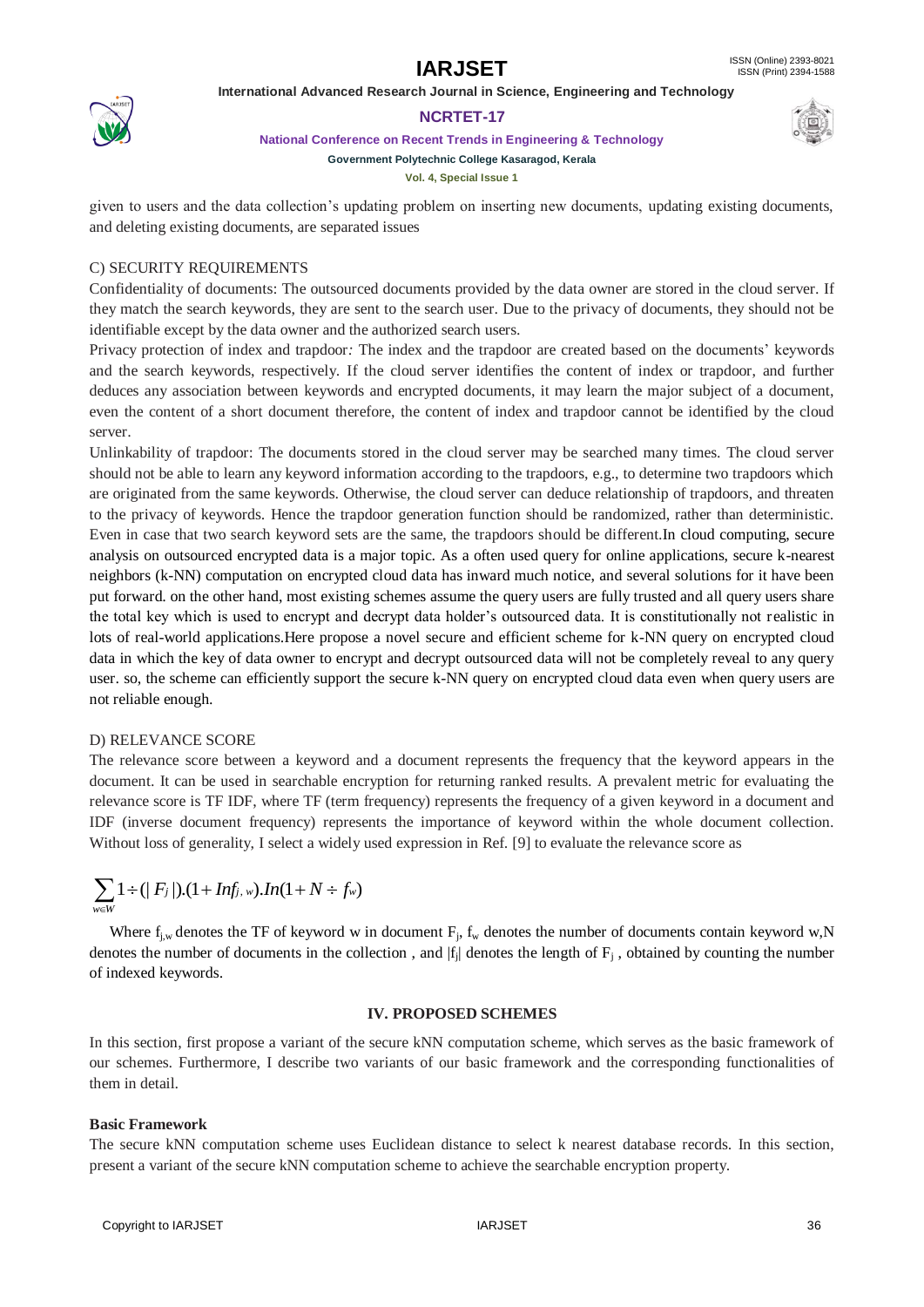given to users and the data collection's updating problem on inserting new documents, updating existing documents, and deleting existing documents, are separated issues

C) SECURITY REQUIREMENTS

Confidentiality of documents: The outsourced documents provided by the data owner are stored in the cloud server. If they match the search keywords, they are sent to the search user. Due to the privacy of documents, they should not be identifiable except by the data owner and the authorized search users.

Privacy protection of index and trapdoor*:* The index and the trapdoor are created based on the documents' keywords and the search keywords, respectively. If the cloud server identifies the content of index or trapdoor, and further deduces any association between keywords and encrypted documents, it may learn the major subject of a document, even the content of a short document therefore, the content of index and trapdoor cannot be identified by the cloud server.

Unlinkability of trapdoor: The documents stored in the cloud server may be searched many times. The cloud server should not be able to learn any keyword information according to the trapdoors, e.g., to determine two trapdoors which are originated from the same keywords. Otherwise, the cloud server can deduce relationship of trapdoors, and threaten to the privacy of keywords. Hence the trapdoor generation function should be randomized, rather than deterministic. Even in case that two search keyword sets are the same, the trapdoors should be different.In cloud computing, secure analysis on outsourced encrypted data is a major topic. As a often used query for online applications, secure k-nearest neighbors (k-NN) computation on encrypted cloud data has inward much notice, and several solutions for it have been put forward. on the other hand, most existing schemes assume the query users are fully trusted and all query users share the total key which is used to encrypt and decrypt data holder's outsourced data. It is constitutionally not realistic in lots of real-world applications.Here propose a novel secure and efficient scheme for k-NN query on encrypted cloud data in which the key of data owner to encrypt and decrypt outsourced data will not be completely reveal to any query user. so, the scheme can efficiently support the secure k-NN query on encrypted cloud data even when query users are not reliable enough.

D) RELEVANCE SCORE

The relevance score between a keyword and a document represents the frequency that the keyword appears in the document. It can be used in searchable encryption for returning ranked results. A prevalent metric for evaluating the relevance score is TF IDF, where TF (term frequency) represents the frequency of a given keyword in a document and IDF (inverse document frequency) represents the importance of keyword within the whole document collection. Without loss of generality, I select a widely used expression in Ref. [9] to evaluate the relevance score as

$$\sum_{w \in W} 1 \div (|F_j|).(1 + In f_{j,w}).In(1 + N \div f_w)$$

Where $f_{j,w}$ denotes the TF of keyword w in document $F_j$, $f_w$ denotes the number of documents contain keyword w,N denotes the number of documents in the collection , and $|f_j|$ denotes the length of $F_j$ , obtained by counting the number of indexed keywords.

## IV. PROPOSED SCHEMES

In this section, first propose a variant of the secure kNN computation scheme, which serves as the basic framework of our schemes. Furthermore, I describe two variants of our basic framework and the corresponding functionalities of them in detail.

**Basic Framework**

The secure kNN computation scheme uses Euclidean distance to select k nearest database records. In this section, present a variant of the secure kNN computation scheme to achieve the searchable encryption property.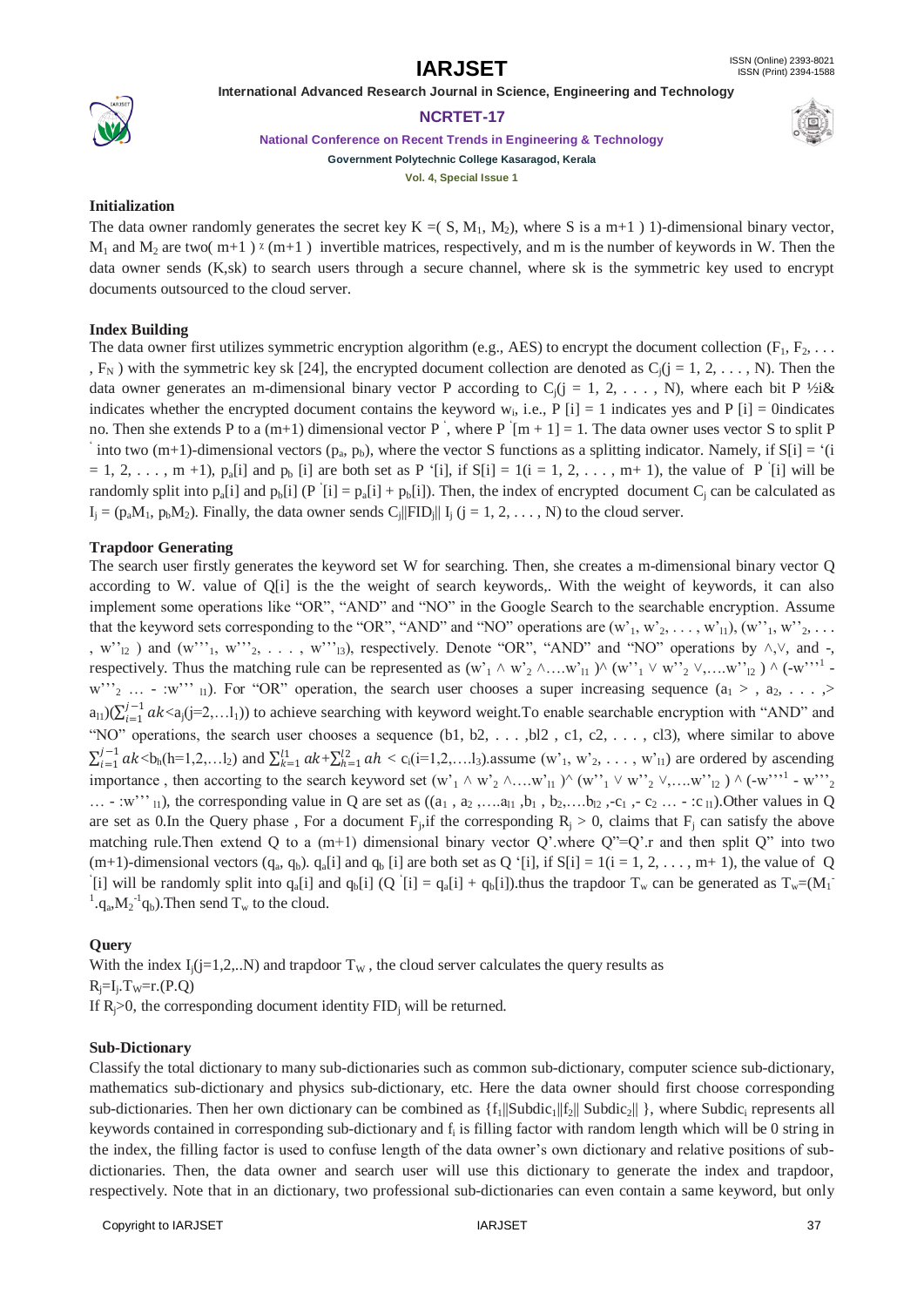**Initialization**

The data owner randomly generates the secret key K =( S, $M_1$, $M_2$), where S is a m+1 ) 1)-dimensional binary vector, $M_1$ and $M_2$ are two( m+1 ) ᵡ (m+1 ) invertible matrices, respectively, and m is the number of keywords in W. Then the data owner sends (K,sk) to search users through a secure channel, where sk is the symmetric key used to encrypt documents outsourced to the cloud server.

**Index Building**

The data owner first utilizes symmetric encryption algorithm (e.g., AES) to encrypt the document collection ($F_1$, $F_2$, . . . , $F_N$ ) with the symmetric key sk [24], the encrypted document collection are denoted as $C_j$(j = 1, 2, . . . , N). Then the data owner generates an m-dimensional binary vector P according to $C_j$(j = 1, 2, . . . , N), where each bit P ½i& indicates whether the encrypted document contains the keyword $w_i$, i.e., P [i] = 1 indicates yes and P [i] = 0indicates no. Then she extends P to a (m+1) dimensional vector P ', where P '[m + 1] = 1. The data owner uses vector S to split P ' into two (m+1)-dimensional vectors ($p_a$, $p_b$), where the vector S functions as a splitting indicator. Namely, if S[i] = '(i = 1, 2, . . . , m +1), $p_a$[i] and $p_b$ [i] are both set as P '[i], if S[i] = 1(i = 1, 2, . . . , m+ 1), the value of P '[i] will be randomly split into $p_a$[i] and $p_b$[i] (P '[i] = $p_a$[i] + $p_b$[i]). Then, the index of encrypted document $C_j$ can be calculated as $I_j$ = ($p_a M_1$, $p_b M_2$). Finally, the data owner sends $C_j$||$FID_j$|| $I_j$ (j = 1, 2, . . . , N) to the cloud server.

**Trapdoor Generating**

The search user firstly generates the keyword set W for searching. Then, she creates a m-dimensional binary vector Q according to W. value of Q[i] is the the weight of search keywords,. With the weight of keywords, it can also implement some operations like "OR", "AND" and "NO" in the Google Search to the searchable encryption. Assume that the keyword sets corresponding to the "OR", "AND" and "NO" operations are (w'$_1$, w'$_2$, . . . , w'$_{l1}$), (w''$_1$, w''$_2$, . . . , w''$_{l2}$ ) and (w'''$_1$, w'''$_2$, . . . , w'''$_{l3}$), respectively. Denote "OR", "AND" and "NO" operations by ∧,∨, and -, respectively. Thus the matching rule can be represented as (w'$_1$ ∧ w'$_2$ ∧….w'$_{l1}$ )∧ (w''$_1$ ∨ w''$_2$ ∨,….w''$_{l2}$ ) ∧ (-w'''$^1$ - w'''$_2$ … - :w''' $_{l1}$). For "OR" operation, the search user chooses a super increasing sequence ($a_1$ > , $a_2$, . . . ,> $a_{l1}$)($\sum_{i=1}^{j-1} ak$<$a_j$(j=2,…$l_1$)) to achieve searching with keyword weight.To enable searchable encryption with "AND" and "NO" operations, the search user chooses a sequence (b1, b2, . . . ,bl2 , c1, c2, . . . , cl3), where similar to above $\sum_{i=1}^{j-1} ak$<$b_h$(h=1,2,…$l_2$) and $\sum_{k=1}^{l1} ak+\sum_{h=1}^{l2} ah$ < $c_i$(i=1,2,….$l_3$).assume (w'$_1$, w'$_2$, . . . , w'$_{l1}$) are ordered by ascending importance , then accorting to the search keyword set (w'$_1$ ∧ w'$_2$ ∧….w'$_{l1}$ )∧ (w''$_1$ ∨ w''$_2$ ∨,….w''$_{l2}$ ) ∧ (-w'''$^1$ - w'''$_2$ … - :w''' $_{l1}$), the corresponding value in Q are set as (($a_1$ , $a_2$ ,….$a_{l1}$ ,$b_1$ , $b_2$,….$b_{l2}$ ,-$c_1$ ,- $c_2$ … - :c $_{l1}$).Other values in Q are set as 0.In the Query phase , For a document $F_j$,if the corresponding $R_j$ > 0, claims that $F_j$ can satisfy the above matching rule.Then extend Q to a (m+1) dimensional binary vector Q'.where Q"=Q'.r and then split Q" into two (m+1)-dimensional vectors ($q_a$, $q_b$). $q_a$[i] and $q_b$ [i] are both set as Q '[i], if S[i] = 1(i = 1, 2, . . . , m+ 1), the value of Q '[i] will be randomly split into $q_a$[i] and $q_b$[i] (Q '[i] = $q_a$[i] + $q_b$[i]).thus the trapdoor $T_w$ can be generated as $T_w$=($M_1^{-1}$.$q_a$,$M_2^{-1}q_b$).Then send $T_w$ to the cloud.

**Query**

With the index $I_j$(j=1,2,..N) and trapdoor $T_W$ , the cloud server calculates the query results as

$R_j$=$I_j$.$T_W$=r.(P.Q)

If $R_j$>0, the corresponding document identity $FID_j$ will be returned.

**Sub-Dictionary**

Classify the total dictionary to many sub-dictionaries such as common sub-dictionary, computer science sub-dictionary, mathematics sub-dictionary and physics sub-dictionary, etc. Here the data owner should first choose corresponding sub-dictionaries. Then her own dictionary can be combined as {$f_1$||$Subdic_1$||$f_2$|| $Subdic_2$|| }, where $Subdic_i$ represents all keywords contained in corresponding sub-dictionary and $f_i$ is filling factor with random length which will be 0 string in the index, the filling factor is used to confuse length of the data owner's own dictionary and relative positions of sub-dictionaries. Then, the data owner and search user will use this dictionary to generate the index and trapdoor, respectively. Note that in an dictionary, two professional sub-dictionaries can even contain a same keyword, but only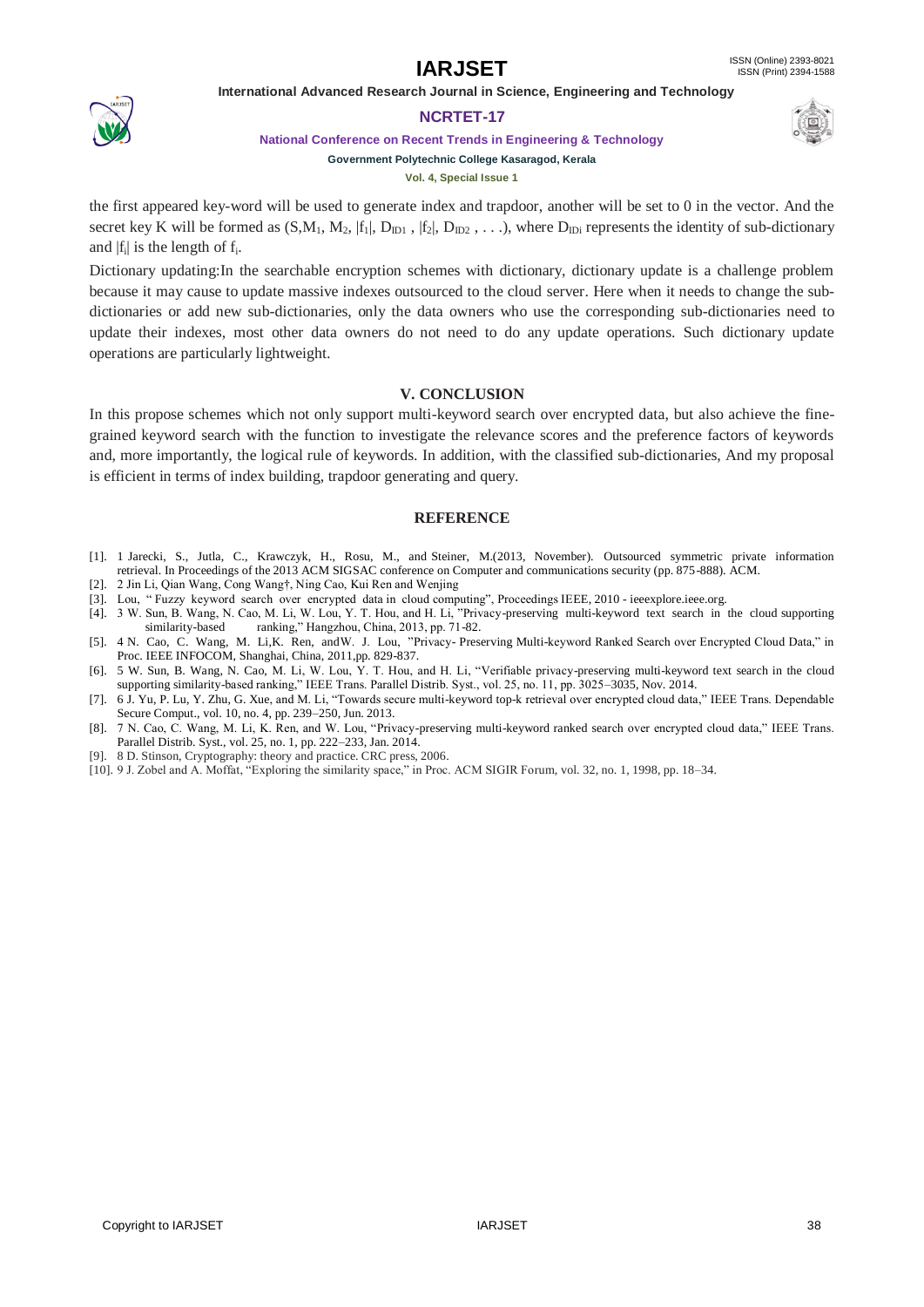the first appeared key-word will be used to generate index and trapdoor, another will be set to 0 in the vector. And the secret key K will be formed as $(S, M_1, M_2, |f_1|, D_{ID1}, |f_2|, D_{ID2}, \ldots)$, where $D_{IDi}$ represents the identity of sub-dictionary and $|f_i|$ is the length of $f_i$.

Dictionary updating:In the searchable encryption schemes with dictionary, dictionary update is a challenge problem because it may cause to update massive indexes outsourced to the cloud server. Here when it needs to change the sub-dictionaries or add new sub-dictionaries, only the data owners who use the corresponding sub-dictionaries need to update their indexes, most other data owners do not need to do any update operations. Such dictionary update operations are particularly lightweight.

## V. CONCLUSION

In this propose schemes which not only support multi-keyword search over encrypted data, but also achieve the fine-grained keyword search with the function to investigate the relevance scores and the preference factors of keywords and, more importantly, the logical rule of keywords. In addition, with the classified sub-dictionaries, And my proposal is efficient in terms of index building, trapdoor generating and query.

## REFERENCE

[1]. 1 Jarecki, S., Jutla, C., Krawczyk, H., Rosu, M., and Steiner, M.(2013, November). Outsourced symmetric private information retrieval. In Proceedings of the 2013 ACM SIGSAC conference on Computer and communications security (pp. 875-888). ACM.

[2]. 2 Jin Li, Qian Wang, Cong Wang†, Ning Cao, Kui Ren and Wenjing

[3]. Lou, " Fuzzy keyword search over encrypted data in cloud computing", Proceedings IEEE, 2010 - ieeexplore.ieee.org.

[4]. 3 W. Sun, B. Wang, N. Cao, M. Li, W. Lou, Y. T. Hou, and H. Li, "Privacy-preserving multi-keyword text search in the cloud supporting similarity-based ranking," Hangzhou, China, 2013, pp. 71-82.

[5]. 4 N. Cao, C. Wang, M. Li,K. Ren, andW. J. Lou, "Privacy- Preserving Multi-keyword Ranked Search over Encrypted Cloud Data," in Proc. IEEE INFOCOM, Shanghai, China, 2011,pp. 829-837.

[6]. 5 W. Sun, B. Wang, N. Cao, M. Li, W. Lou, Y. T. Hou, and H. Li, "Verifiable privacy-preserving multi-keyword text search in the cloud supporting similarity-based ranking," IEEE Trans. Parallel Distrib. Syst., vol. 25, no. 11, pp. 3025–3035, Nov. 2014.

[7]. 6 J. Yu, P. Lu, Y. Zhu, G. Xue, and M. Li, "Towards secure multi-keyword top-k retrieval over encrypted cloud data," IEEE Trans. Dependable Secure Comput., vol. 10, no. 4, pp. 239–250, Jun. 2013.

[8]. 7 N. Cao, C. Wang, M. Li, K. Ren, and W. Lou, "Privacy-preserving multi-keyword ranked search over encrypted cloud data," IEEE Trans. Parallel Distrib. Syst., vol. 25, no. 1, pp. 222–233, Jan. 2014.

[9]. 8 D. Stinson, Cryptography: theory and practice. CRC press, 2006.

[10]. 9 J. Zobel and A. Moffat, "Exploring the similarity space," in Proc. ACM SIGIR Forum, vol. 32, no. 1, 1998, pp. 18–34.